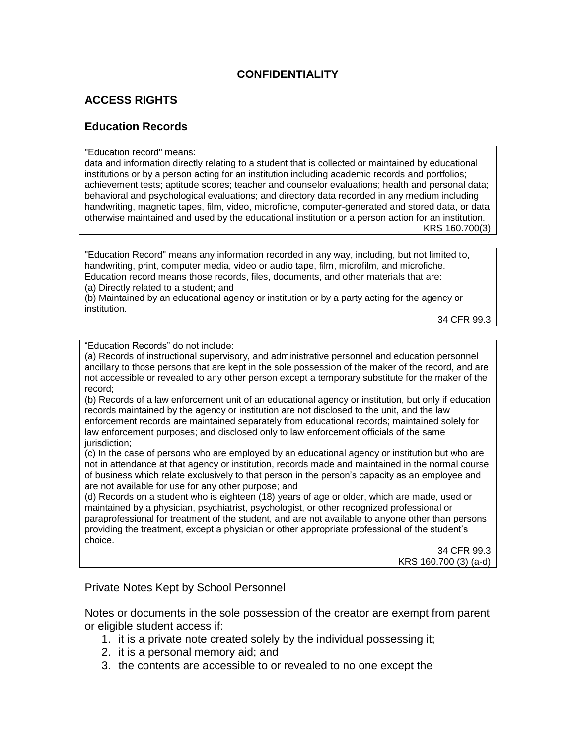## CONFIDENTIALITY

### ACCESS RIGHTS

### Education Records

> "Education record" means:
> data and information directly relating to a student that is collected or maintained by educational institutions or by a person acting for an institution including academic records and portfolios; achievement tests; aptitude scores; teacher and counselor evaluations; health and personal data; behavioral and psychological evaluations; and directory data recorded in any medium including handwriting, magnetic tapes, film, video, microfiche, computer-generated and stored data, or data otherwise maintained and used by the educational institution or a person action for an institution.
>
> KRS 160.700(3)

> "Education Record" means any information recorded in any way, including, but not limited to, handwriting, print, computer media, video or audio tape, film, microfilm, and microfiche. Education record means those records, files, documents, and other materials that are:
> (a) Directly related to a student; and
> (b) Maintained by an educational agency or institution or by a party acting for the agency or institution.
>
> 34 CFR 99.3

> "Education Records" do not include:
> (a) Records of instructional supervisory, and administrative personnel and education personnel ancillary to those persons that are kept in the sole possession of the maker of the record, and are not accessible or revealed to any other person except a temporary substitute for the maker of the record;
> (b) Records of a law enforcement unit of an educational agency or institution, but only if education records maintained by the agency or institution are not disclosed to the unit, and the law enforcement records are maintained separately from educational records; maintained solely for law enforcement purposes; and disclosed only to law enforcement officials of the same jurisdiction;
> (c) In the case of persons who are employed by an educational agency or institution but who are not in attendance at that agency or institution, records made and maintained in the normal course of business which relate exclusively to that person in the person's capacity as an employee and are not available for use for any other purpose; and
> (d) Records on a student who is eighteen (18) years of age or older, which are made, used or maintained by a physician, psychiatrist, psychologist, or other recognized professional or paraprofessional for treatment of the student, and are not available to anyone other than persons providing the treatment, except a physician or other appropriate professional of the student's choice.
>
> 34 CFR 99.3
> KRS 160.700 (3) (a-d)

Private Notes Kept by School Personnel

Notes or documents in the sole possession of the creator are exempt from parent or eligible student access if:

1. it is a private note created solely by the individual possessing it;
2. it is a personal memory aid; and
3. the contents are accessible to or revealed to no one except the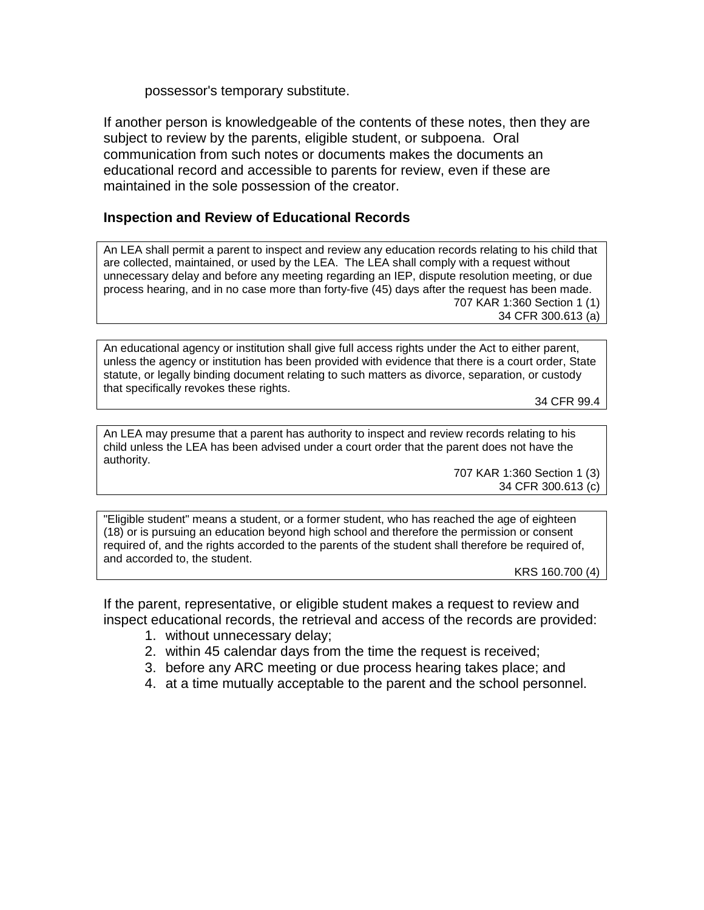possessor's temporary substitute.

If another person is knowledgeable of the contents of these notes, then they are subject to review by the parents, eligible student, or subpoena. Oral communication from such notes or documents makes the documents an educational record and accessible to parents for review, even if these are maintained in the sole possession of the creator.

### Inspection and Review of Educational Records

> An LEA shall permit a parent to inspect and review any education records relating to his child that are collected, maintained, or used by the LEA. The LEA shall comply with a request without unnecessary delay and before any meeting regarding an IEP, dispute resolution meeting, or due process hearing, and in no case more than forty-five (45) days after the request has been made.
>
> 707 KAR 1:360 Section 1 (1)
> 34 CFR 300.613 (a)

> An educational agency or institution shall give full access rights under the Act to either parent, unless the agency or institution has been provided with evidence that there is a court order, State statute, or legally binding document relating to such matters as divorce, separation, or custody that specifically revokes these rights.
>
> 34 CFR 99.4

> An LEA may presume that a parent has authority to inspect and review records relating to his child unless the LEA has been advised under a court order that the parent does not have the authority.
>
> 707 KAR 1:360 Section 1 (3)
> 34 CFR 300.613 (c)

> "Eligible student" means a student, or a former student, who has reached the age of eighteen (18) or is pursuing an education beyond high school and therefore the permission or consent required of, and the rights accorded to the parents of the student shall therefore be required of, and accorded to, the student.
>
> KRS 160.700 (4)

If the parent, representative, or eligible student makes a request to review and inspect educational records, the retrieval and access of the records are provided:

1. without unnecessary delay;
2. within 45 calendar days from the time the request is received;
3. before any ARC meeting or due process hearing takes place; and
4. at a time mutually acceptable to the parent and the school personnel.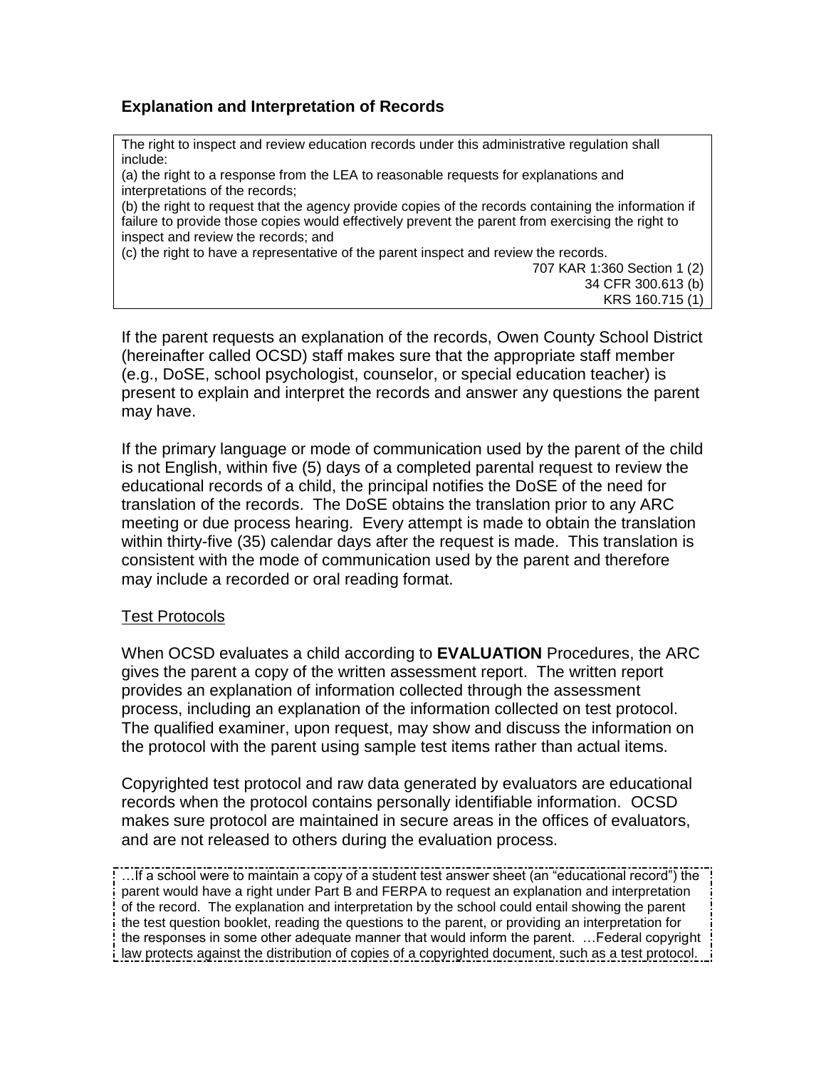## Explanation and Interpretation of Records

> The right to inspect and review education records under this administrative regulation shall include:
> (a) the right to a response from the LEA to reasonable requests for explanations and interpretations of the records;
> (b) the right to request that the agency provide copies of the records containing the information if failure to provide those copies would effectively prevent the parent from exercising the right to inspect and review the records; and
> (c) the right to have a representative of the parent inspect and review the records.
>
> 707 KAR 1:360 Section 1 (2)
> 34 CFR 300.613 (b)
> KRS 160.715 (1)

If the parent requests an explanation of the records, Owen County School District (hereinafter called OCSD) staff makes sure that the appropriate staff member (e.g., DoSE, school psychologist, counselor, or special education teacher) is present to explain and interpret the records and answer any questions the parent may have.

If the primary language or mode of communication used by the parent of the child is not English, within five (5) days of a completed parental request to review the educational records of a child, the principal notifies the DoSE of the need for translation of the records. The DoSE obtains the translation prior to any ARC meeting or due process hearing. Every attempt is made to obtain the translation within thirty-five (35) calendar days after the request is made. This translation is consistent with the mode of communication used by the parent and therefore may include a recorded or oral reading format.

### Test Protocols

When OCSD evaluates a child according to **EVALUATION** Procedures, the ARC gives the parent a copy of the written assessment report. The written report provides an explanation of information collected through the assessment process, including an explanation of the information collected on test protocol. The qualified examiner, upon request, may show and discuss the information on the protocol with the parent using sample test items rather than actual items.

Copyrighted test protocol and raw data generated by evaluators are educational records when the protocol contains personally identifiable information. OCSD makes sure protocol are maintained in secure areas in the offices of evaluators, and are not released to others during the evaluation process.

> …If a school were to maintain a copy of a student test answer sheet (an "educational record") the parent would have a right under Part B and FERPA to request an explanation and interpretation of the record. The explanation and interpretation by the school could entail showing the parent the test question booklet, reading the questions to the parent, or providing an interpretation for the responses in some other adequate manner that would inform the parent. …Federal copyright law protects against the distribution of copies of a copyrighted document, such as a test protocol.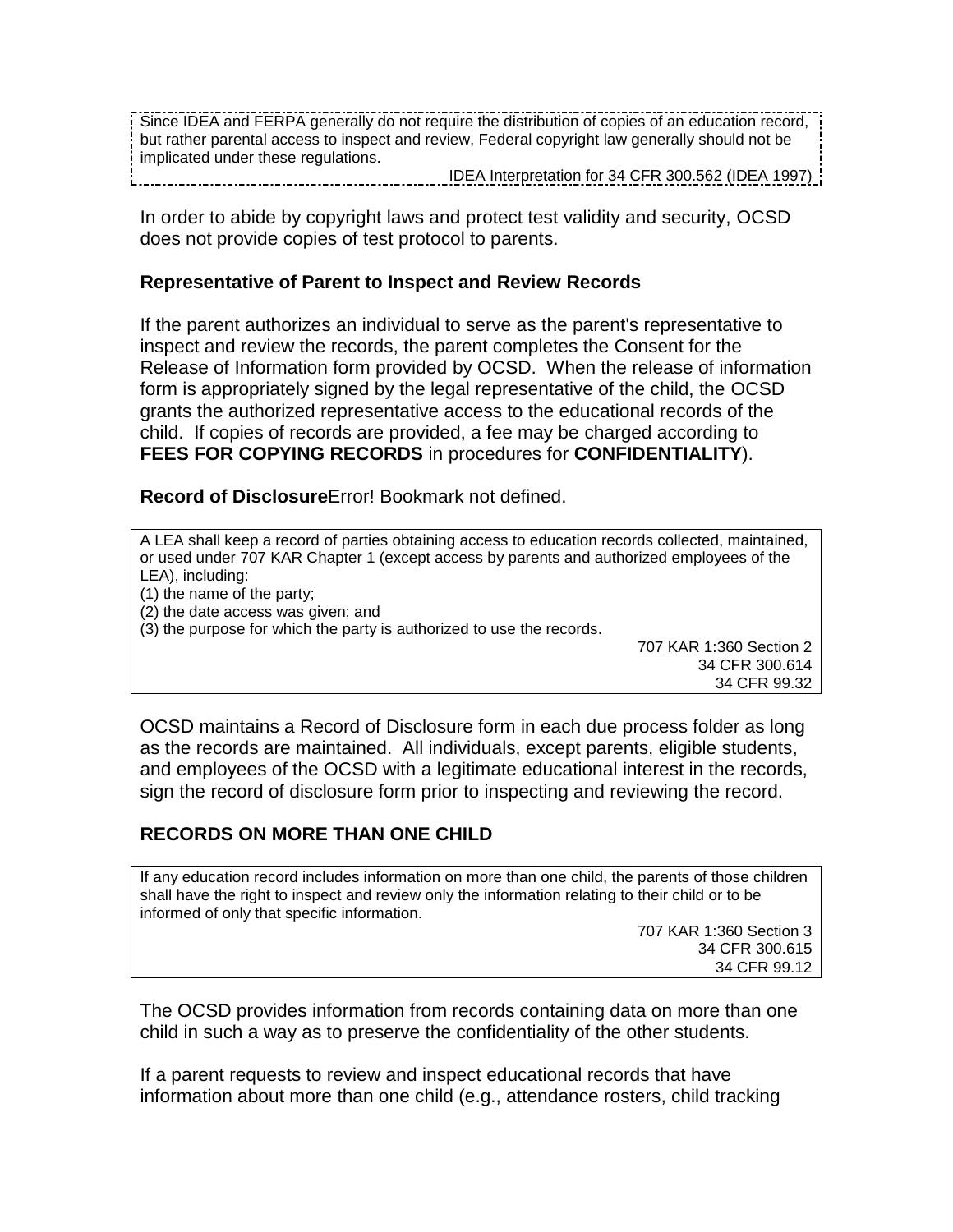> Since IDEA and FERPA generally do not require the distribution of copies of an education record, but rather parental access to inspect and review, Federal copyright law generally should not be implicated under these regulations.
>
> IDEA Interpretation for 34 CFR 300.562 (IDEA 1997)

In order to abide by copyright laws and protect test validity and security, OCSD does not provide copies of test protocol to parents.

**Representative of Parent to Inspect and Review Records**

If the parent authorizes an individual to serve as the parent's representative to inspect and review the records, the parent completes the Consent for the Release of Information form provided by OCSD. When the release of information form is appropriately signed by the legal representative of the child, the OCSD grants the authorized representative access to the educational records of the child. If copies of records are provided, a fee may be charged according to **FEES FOR COPYING RECORDS** in procedures for **CONFIDENTIALITY**).

**Record of Disclosure**Error! Bookmark not defined.

> A LEA shall keep a record of parties obtaining access to education records collected, maintained, or used under 707 KAR Chapter 1 (except access by parents and authorized employees of the LEA), including:
> (1) the name of the party;
> (2) the date access was given; and
> (3) the purpose for which the party is authorized to use the records.
>
> 707 KAR 1:360 Section 2
> 34 CFR 300.614
> 34 CFR 99.32

OCSD maintains a Record of Disclosure form in each due process folder as long as the records are maintained. All individuals, except parents, eligible students, and employees of the OCSD with a legitimate educational interest in the records, sign the record of disclosure form prior to inspecting and reviewing the record.

## RECORDS ON MORE THAN ONE CHILD

> If any education record includes information on more than one child, the parents of those children shall have the right to inspect and review only the information relating to their child or to be informed of only that specific information.
>
> 707 KAR 1:360 Section 3
> 34 CFR 300.615
> 34 CFR 99.12

The OCSD provides information from records containing data on more than one child in such a way as to preserve the confidentiality of the other students.

If a parent requests to review and inspect educational records that have information about more than one child (e.g., attendance rosters, child tracking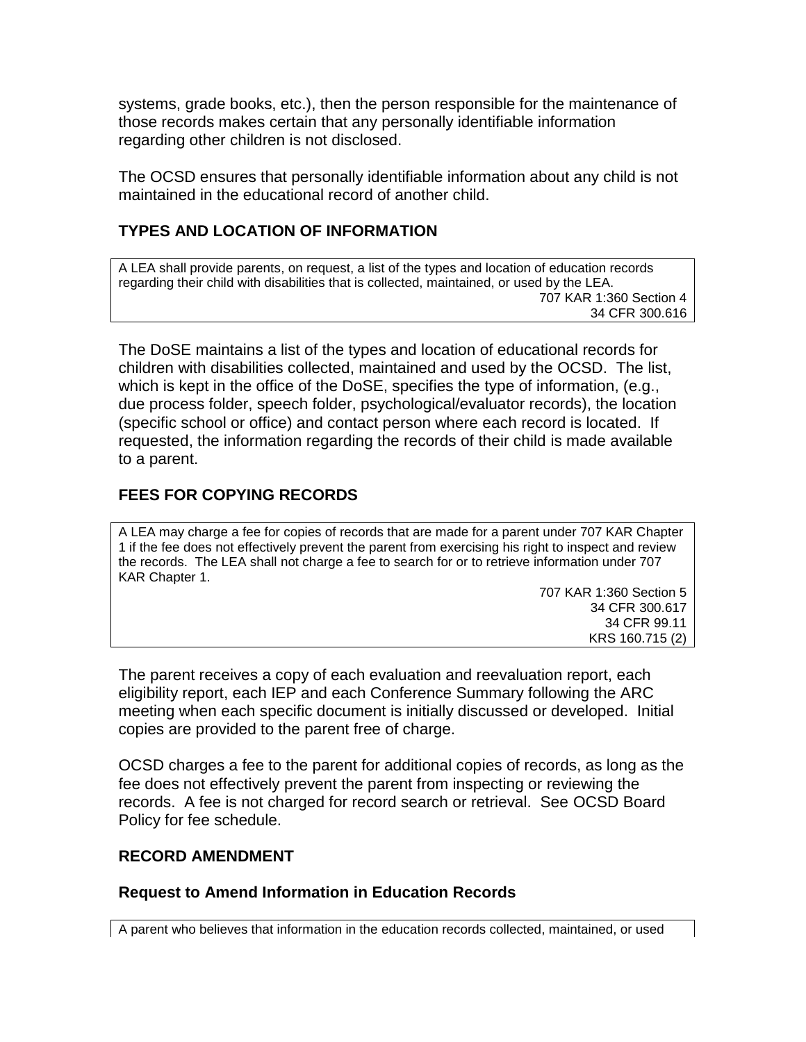systems, grade books, etc.), then the person responsible for the maintenance of those records makes certain that any personally identifiable information regarding other children is not disclosed.

The OCSD ensures that personally identifiable information about any child is not maintained in the educational record of another child.

## TYPES AND LOCATION OF INFORMATION

> A LEA shall provide parents, on request, a list of the types and location of education records regarding their child with disabilities that is collected, maintained, or used by the LEA.
>
> 707 KAR 1:360 Section 4
> 34 CFR 300.616

The DoSE maintains a list of the types and location of educational records for children with disabilities collected, maintained and used by the OCSD. The list, which is kept in the office of the DoSE, specifies the type of information, (e.g., due process folder, speech folder, psychological/evaluator records), the location (specific school or office) and contact person where each record is located. If requested, the information regarding the records of their child is made available to a parent.

## FEES FOR COPYING RECORDS

> A LEA may charge a fee for copies of records that are made for a parent under 707 KAR Chapter 1 if the fee does not effectively prevent the parent from exercising his right to inspect and review the records. The LEA shall not charge a fee to search for or to retrieve information under 707 KAR Chapter 1.
>
> 707 KAR 1:360 Section 5
> 34 CFR 300.617
> 34 CFR 99.11
> KRS 160.715 (2)

The parent receives a copy of each evaluation and reevaluation report, each eligibility report, each IEP and each Conference Summary following the ARC meeting when each specific document is initially discussed or developed. Initial copies are provided to the parent free of charge.

OCSD charges a fee to the parent for additional copies of records, as long as the fee does not effectively prevent the parent from inspecting or reviewing the records. A fee is not charged for record search or retrieval. See OCSD Board Policy for fee schedule.

## RECORD AMENDMENT

### Request to Amend Information in Education Records

> A parent who believes that information in the education records collected, maintained, or used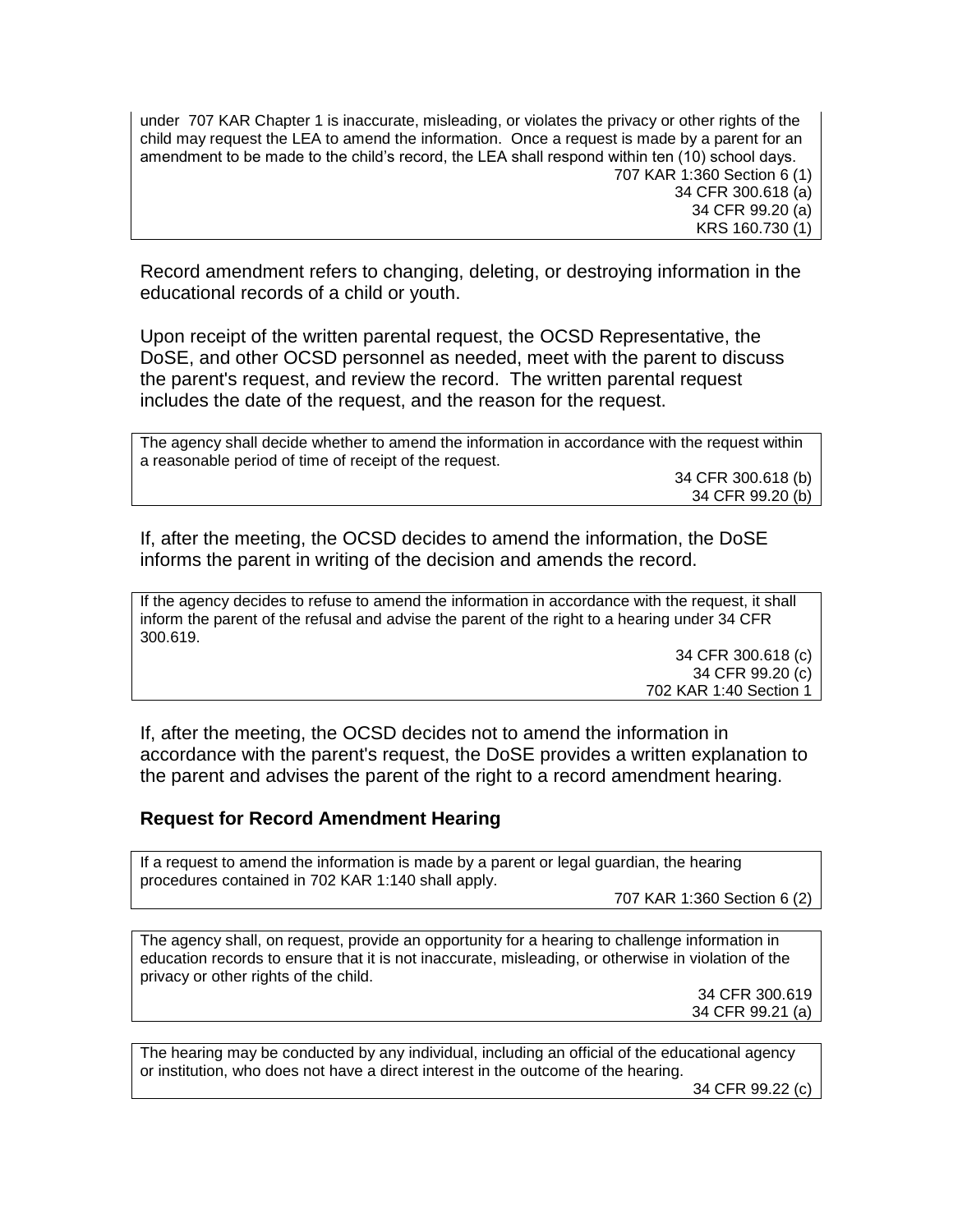under 707 KAR Chapter 1 is inaccurate, misleading, or violates the privacy or other rights of the child may request the LEA to amend the information. Once a request is made by a parent for an amendment to be made to the child's record, the LEA shall respond within ten (10) school days.

707 KAR 1:360 Section 6 (1)
34 CFR 300.618 (a)
34 CFR 99.20 (a)
KRS 160.730 (1)

Record amendment refers to changing, deleting, or destroying information in the educational records of a child or youth.

Upon receipt of the written parental request, the OCSD Representative, the DoSE, and other OCSD personnel as needed, meet with the parent to discuss the parent's request, and review the record. The written parental request includes the date of the request, and the reason for the request.

The agency shall decide whether to amend the information in accordance with the request within a reasonable period of time of receipt of the request.

34 CFR 300.618 (b)
34 CFR 99.20 (b)

If, after the meeting, the OCSD decides to amend the information, the DoSE informs the parent in writing of the decision and amends the record.

If the agency decides to refuse to amend the information in accordance with the request, it shall inform the parent of the refusal and advise the parent of the right to a hearing under 34 CFR 300.619.

34 CFR 300.618 (c)
34 CFR 99.20 (c)
702 KAR 1:40 Section 1

If, after the meeting, the OCSD decides not to amend the information in accordance with the parent's request, the DoSE provides a written explanation to the parent and advises the parent of the right to a record amendment hearing.

### Request for Record Amendment Hearing

If a request to amend the information is made by a parent or legal guardian, the hearing procedures contained in 702 KAR 1:140 shall apply.

707 KAR 1:360 Section 6 (2)

The agency shall, on request, provide an opportunity for a hearing to challenge information in education records to ensure that it is not inaccurate, misleading, or otherwise in violation of the privacy or other rights of the child.

34 CFR 300.619
34 CFR 99.21 (a)

The hearing may be conducted by any individual, including an official of the educational agency or institution, who does not have a direct interest in the outcome of the hearing.

34 CFR 99.22 (c)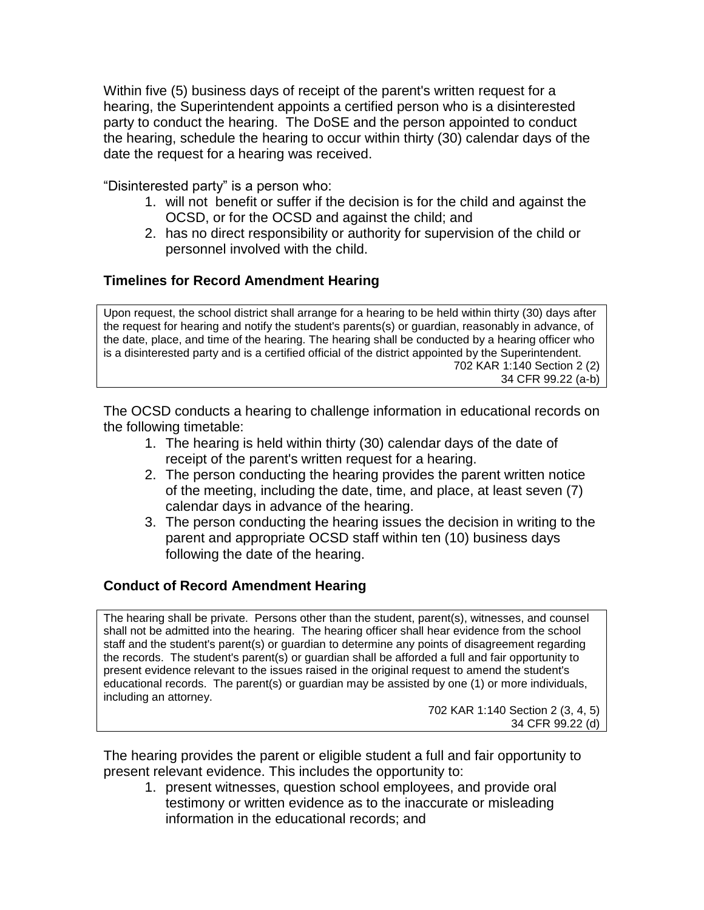Within five (5) business days of receipt of the parent's written request for a hearing, the Superintendent appoints a certified person who is a disinterested party to conduct the hearing. The DoSE and the person appointed to conduct the hearing, schedule the hearing to occur within thirty (30) calendar days of the date the request for a hearing was received.

"Disinterested party" is a person who:

1. will not benefit or suffer if the decision is for the child and against the OCSD, or for the OCSD and against the child; and
2. has no direct responsibility or authority for supervision of the child or personnel involved with the child.

### Timelines for Record Amendment Hearing

> Upon request, the school district shall arrange for a hearing to be held within thirty (30) days after the request for hearing and notify the student's parents(s) or guardian, reasonably in advance, of the date, place, and time of the hearing. The hearing shall be conducted by a hearing officer who is a disinterested party and is a certified official of the district appointed by the Superintendent.
>
> 702 KAR 1:140 Section 2 (2)
> 34 CFR 99.22 (a-b)

The OCSD conducts a hearing to challenge information in educational records on the following timetable:

1. The hearing is held within thirty (30) calendar days of the date of receipt of the parent's written request for a hearing.
2. The person conducting the hearing provides the parent written notice of the meeting, including the date, time, and place, at least seven (7) calendar days in advance of the hearing.
3. The person conducting the hearing issues the decision in writing to the parent and appropriate OCSD staff within ten (10) business days following the date of the hearing.

### Conduct of Record Amendment Hearing

> The hearing shall be private. Persons other than the student, parent(s), witnesses, and counsel shall not be admitted into the hearing. The hearing officer shall hear evidence from the school staff and the student's parent(s) or guardian to determine any points of disagreement regarding the records. The student's parent(s) or guardian shall be afforded a full and fair opportunity to present evidence relevant to the issues raised in the original request to amend the student's educational records. The parent(s) or guardian may be assisted by one (1) or more individuals, including an attorney.
>
> 702 KAR 1:140 Section 2 (3, 4, 5)
> 34 CFR 99.22 (d)

The hearing provides the parent or eligible student a full and fair opportunity to present relevant evidence. This includes the opportunity to:

1. present witnesses, question school employees, and provide oral testimony or written evidence as to the inaccurate or misleading information in the educational records; and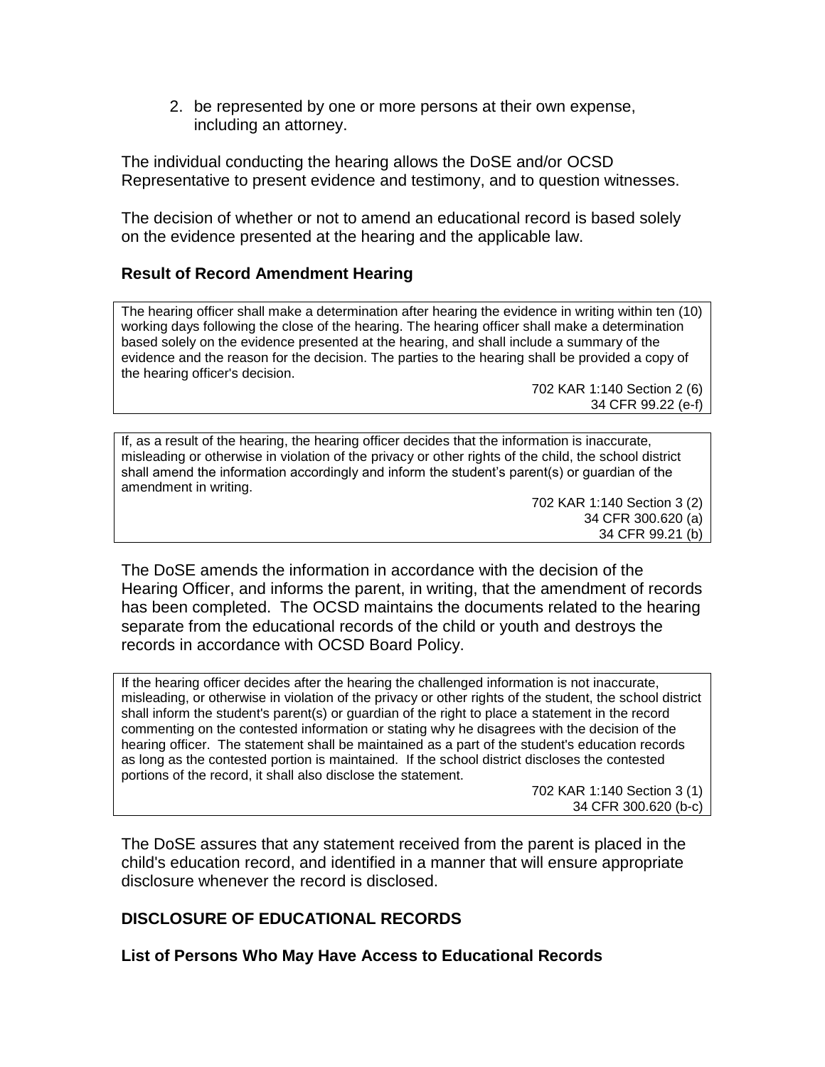2. be represented by one or more persons at their own expense, including an attorney.

The individual conducting the hearing allows the DoSE and/or OCSD Representative to present evidence and testimony, and to question witnesses.

The decision of whether or not to amend an educational record is based solely on the evidence presented at the hearing and the applicable law.

### Result of Record Amendment Hearing

> The hearing officer shall make a determination after hearing the evidence in writing within ten (10) working days following the close of the hearing. The hearing officer shall make a determination based solely on the evidence presented at the hearing, and shall include a summary of the evidence and the reason for the decision. The parties to the hearing shall be provided a copy of the hearing officer's decision.
>
> 702 KAR 1:140 Section 2 (6)
> 34 CFR 99.22 (e-f)

> If, as a result of the hearing, the hearing officer decides that the information is inaccurate, misleading or otherwise in violation of the privacy or other rights of the child, the school district shall amend the information accordingly and inform the student's parent(s) or guardian of the amendment in writing.
>
> 702 KAR 1:140 Section 3 (2)
> 34 CFR 300.620 (a)
> 34 CFR 99.21 (b)

The DoSE amends the information in accordance with the decision of the Hearing Officer, and informs the parent, in writing, that the amendment of records has been completed. The OCSD maintains the documents related to the hearing separate from the educational records of the child or youth and destroys the records in accordance with OCSD Board Policy.

> If the hearing officer decides after the hearing the challenged information is not inaccurate, misleading, or otherwise in violation of the privacy or other rights of the student, the school district shall inform the student's parent(s) or guardian of the right to place a statement in the record commenting on the contested information or stating why he disagrees with the decision of the hearing officer. The statement shall be maintained as a part of the student's education records as long as the contested portion is maintained. If the school district discloses the contested portions of the record, it shall also disclose the statement.
>
> 702 KAR 1:140 Section 3 (1)
> 34 CFR 300.620 (b-c)

The DoSE assures that any statement received from the parent is placed in the child's education record, and identified in a manner that will ensure appropriate disclosure whenever the record is disclosed.

## DISCLOSURE OF EDUCATIONAL RECORDS

### List of Persons Who May Have Access to Educational Records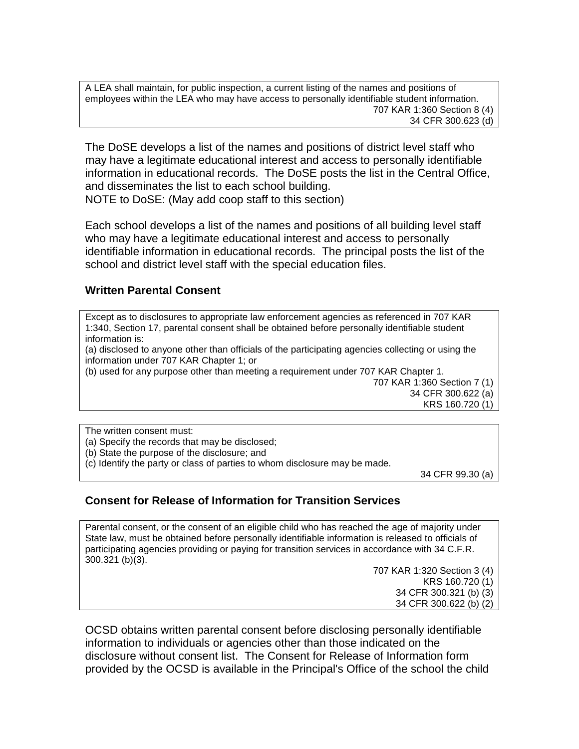> A LEA shall maintain, for public inspection, a current listing of the names and positions of employees within the LEA who may have access to personally identifiable student information.
>
> 707 KAR 1:360 Section 8 (4)
> 34 CFR 300.623 (d)

The DoSE develops a list of the names and positions of district level staff who may have a legitimate educational interest and access to personally identifiable information in educational records. The DoSE posts the list in the Central Office, and disseminates the list to each school building.
NOTE to DoSE: (May add coop staff to this section)

Each school develops a list of the names and positions of all building level staff who may have a legitimate educational interest and access to personally identifiable information in educational records. The principal posts the list of the school and district level staff with the special education files.

### Written Parental Consent

> Except as to disclosures to appropriate law enforcement agencies as referenced in 707 KAR 1:340, Section 17, parental consent shall be obtained before personally identifiable student information is:
> (a) disclosed to anyone other than officials of the participating agencies collecting or using the information under 707 KAR Chapter 1; or
> (b) used for any purpose other than meeting a requirement under 707 KAR Chapter 1.
>
> 707 KAR 1:360 Section 7 (1)
> 34 CFR 300.622 (a)
> KRS 160.720 (1)

> The written consent must:
> (a) Specify the records that may be disclosed;
> (b) State the purpose of the disclosure; and
> (c) Identify the party or class of parties to whom disclosure may be made.
>
> 34 CFR 99.30 (a)

### Consent for Release of Information for Transition Services

> Parental consent, or the consent of an eligible child who has reached the age of majority under State law, must be obtained before personally identifiable information is released to officials of participating agencies providing or paying for transition services in accordance with 34 C.F.R. 300.321 (b)(3).
>
> 707 KAR 1:320 Section 3 (4)
> KRS 160.720 (1)
> 34 CFR 300.321 (b) (3)
> 34 CFR 300.622 (b) (2)

OCSD obtains written parental consent before disclosing personally identifiable information to individuals or agencies other than those indicated on the disclosure without consent list. The Consent for Release of Information form provided by the OCSD is available in the Principal's Office of the school the child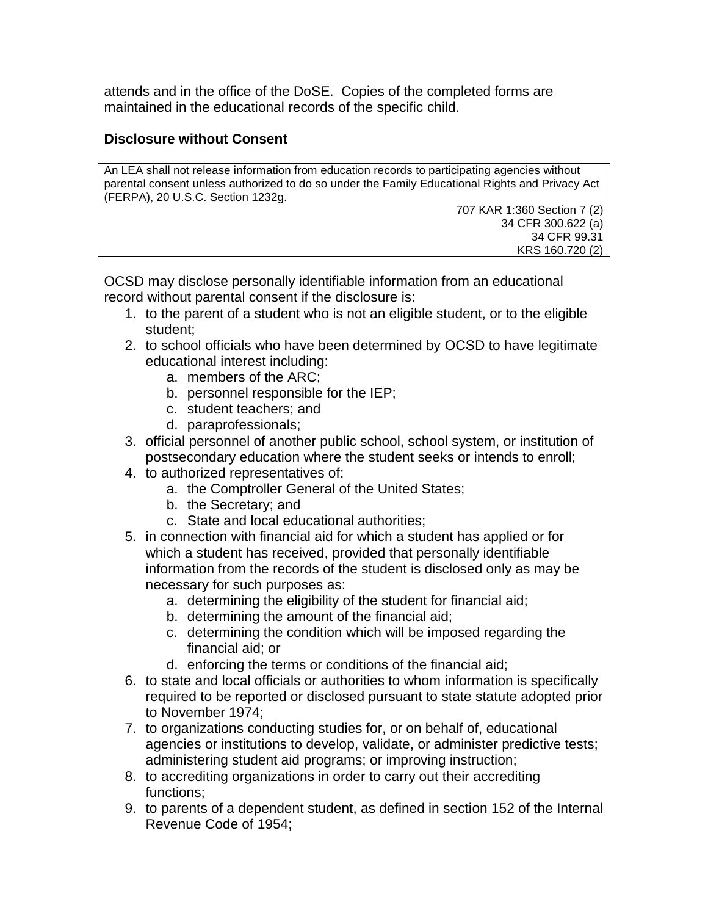attends and in the office of the DoSE. Copies of the completed forms are maintained in the educational records of the specific child.

**Disclosure without Consent**

> An LEA shall not release information from education records to participating agencies without parental consent unless authorized to do so under the Family Educational Rights and Privacy Act (FERPA), 20 U.S.C. Section 1232g.
>
> 707 KAR 1:360 Section 7 (2)
> 34 CFR 300.622 (a)
> 34 CFR 99.31
> KRS 160.720 (2)

OCSD may disclose personally identifiable information from an educational record without parental consent if the disclosure is:

1. to the parent of a student who is not an eligible student, or to the eligible student;
2. to school officials who have been determined by OCSD to have legitimate educational interest including:
   a. members of the ARC;
   b. personnel responsible for the IEP;
   c. student teachers; and
   d. paraprofessionals;
3. official personnel of another public school, school system, or institution of postsecondary education where the student seeks or intends to enroll;
4. to authorized representatives of:
   a. the Comptroller General of the United States;
   b. the Secretary; and
   c. State and local educational authorities;
5. in connection with financial aid for which a student has applied or for which a student has received, provided that personally identifiable information from the records of the student is disclosed only as may be necessary for such purposes as:
   a. determining the eligibility of the student for financial aid;
   b. determining the amount of the financial aid;
   c. determining the condition which will be imposed regarding the financial aid; or
   d. enforcing the terms or conditions of the financial aid;
6. to state and local officials or authorities to whom information is specifically required to be reported or disclosed pursuant to state statute adopted prior to November 1974;
7. to organizations conducting studies for, or on behalf of, educational agencies or institutions to develop, validate, or administer predictive tests; administering student aid programs; or improving instruction;
8. to accrediting organizations in order to carry out their accrediting functions;
9. to parents of a dependent student, as defined in section 152 of the Internal Revenue Code of 1954;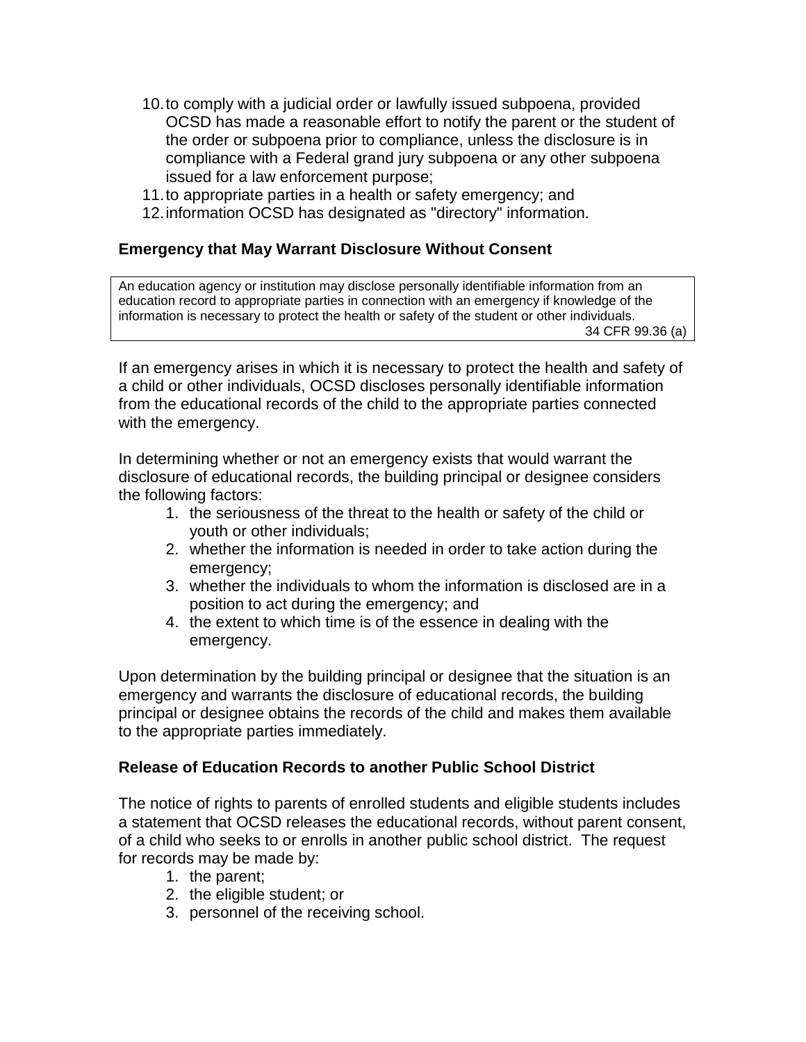10. to comply with a judicial order or lawfully issued subpoena, provided OCSD has made a reasonable effort to notify the parent or the student of the order or subpoena prior to compliance, unless the disclosure is in compliance with a Federal grand jury subpoena or any other subpoena issued for a law enforcement purpose;
11. to appropriate parties in a health or safety emergency; and
12. information OCSD has designated as "directory" information.

### Emergency that May Warrant Disclosure Without Consent

> An education agency or institution may disclose personally identifiable information from an education record to appropriate parties in connection with an emergency if knowledge of the information is necessary to protect the health or safety of the student or other individuals.
>
> 34 CFR 99.36 (a)

If an emergency arises in which it is necessary to protect the health and safety of a child or other individuals, OCSD discloses personally identifiable information from the educational records of the child to the appropriate parties connected with the emergency.

In determining whether or not an emergency exists that would warrant the disclosure of educational records, the building principal or designee considers the following factors:

1. the seriousness of the threat to the health or safety of the child or youth or other individuals;
2. whether the information is needed in order to take action during the emergency;
3. whether the individuals to whom the information is disclosed are in a position to act during the emergency; and
4. the extent to which time is of the essence in dealing with the emergency.

Upon determination by the building principal or designee that the situation is an emergency and warrants the disclosure of educational records, the building principal or designee obtains the records of the child and makes them available to the appropriate parties immediately.

### Release of Education Records to another Public School District

The notice of rights to parents of enrolled students and eligible students includes a statement that OCSD releases the educational records, without parent consent, of a child who seeks to or enrolls in another public school district. The request for records may be made by:

1. the parent;
2. the eligible student; or
3. personnel of the receiving school.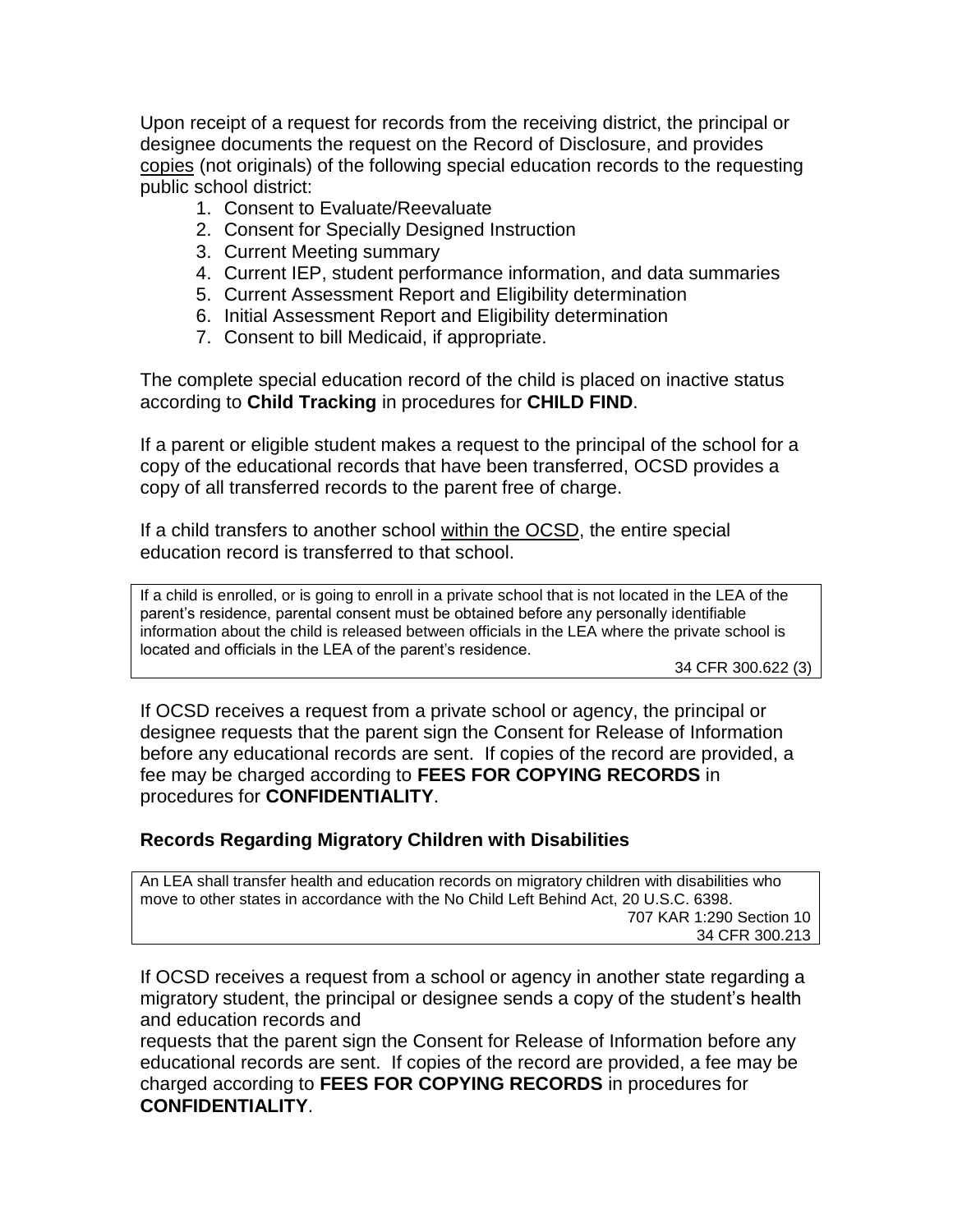Upon receipt of a request for records from the receiving district, the principal or designee documents the request on the Record of Disclosure, and provides copies (not originals) of the following special education records to the requesting public school district:

1. Consent to Evaluate/Reevaluate
2. Consent for Specially Designed Instruction
3. Current Meeting summary
4. Current IEP, student performance information, and data summaries
5. Current Assessment Report and Eligibility determination
6. Initial Assessment Report and Eligibility determination
7. Consent to bill Medicaid, if appropriate.

The complete special education record of the child is placed on inactive status according to **Child Tracking** in procedures for **CHILD FIND**.

If a parent or eligible student makes a request to the principal of the school for a copy of the educational records that have been transferred, OCSD provides a copy of all transferred records to the parent free of charge.

If a child transfers to another school within the OCSD, the entire special education record is transferred to that school.

> If a child is enrolled, or is going to enroll in a private school that is not located in the LEA of the parent's residence, parental consent must be obtained before any personally identifiable information about the child is released between officials in the LEA where the private school is located and officials in the LEA of the parent's residence.
>
> 34 CFR 300.622 (3)

If OCSD receives a request from a private school or agency, the principal or designee requests that the parent sign the Consent for Release of Information before any educational records are sent. If copies of the record are provided, a fee may be charged according to **FEES FOR COPYING RECORDS** in procedures for **CONFIDENTIALITY**.

### Records Regarding Migratory Children with Disabilities

> An LEA shall transfer health and education records on migratory children with disabilities who move to other states in accordance with the No Child Left Behind Act, 20 U.S.C. 6398.
>
> 707 KAR 1:290 Section 10
> 34 CFR 300.213

If OCSD receives a request from a school or agency in another state regarding a migratory student, the principal or designee sends a copy of the student's health and education records and requests that the parent sign the Consent for Release of Information before any educational records are sent. If copies of the record are provided, a fee may be charged according to **FEES FOR COPYING RECORDS** in procedures for **CONFIDENTIALITY**.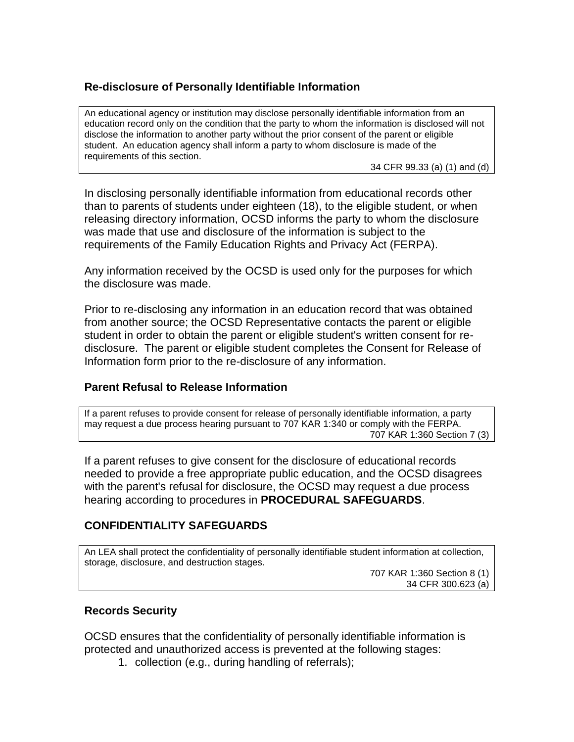### Re-disclosure of Personally Identifiable Information

> An educational agency or institution may disclose personally identifiable information from an education record only on the condition that the party to whom the information is disclosed will not disclose the information to another party without the prior consent of the parent or eligible student. An education agency shall inform a party to whom disclosure is made of the requirements of this section.
>
> 34 CFR 99.33 (a) (1) and (d)

In disclosing personally identifiable information from educational records other than to parents of students under eighteen (18), to the eligible student, or when releasing directory information, OCSD informs the party to whom the disclosure was made that use and disclosure of the information is subject to the requirements of the Family Education Rights and Privacy Act (FERPA).

Any information received by the OCSD is used only for the purposes for which the disclosure was made.

Prior to re-disclosing any information in an education record that was obtained from another source; the OCSD Representative contacts the parent or eligible student in order to obtain the parent or eligible student's written consent for re-disclosure. The parent or eligible student completes the Consent for Release of Information form prior to the re-disclosure of any information.

### Parent Refusal to Release Information

> If a parent refuses to provide consent for release of personally identifiable information, a party may request a due process hearing pursuant to 707 KAR 1:340 or comply with the FERPA.
>
> 707 KAR 1:360 Section 7 (3)

If a parent refuses to give consent for the disclosure of educational records needed to provide a free appropriate public education, and the OCSD disagrees with the parent's refusal for disclosure, the OCSD may request a due process hearing according to procedures in **PROCEDURAL SAFEGUARDS**.

## CONFIDENTIALITY SAFEGUARDS

> An LEA shall protect the confidentiality of personally identifiable student information at collection, storage, disclosure, and destruction stages.
>
> 707 KAR 1:360 Section 8 (1)
> 34 CFR 300.623 (a)

### Records Security

OCSD ensures that the confidentiality of personally identifiable information is protected and unauthorized access is prevented at the following stages:

1. collection (e.g., during handling of referrals);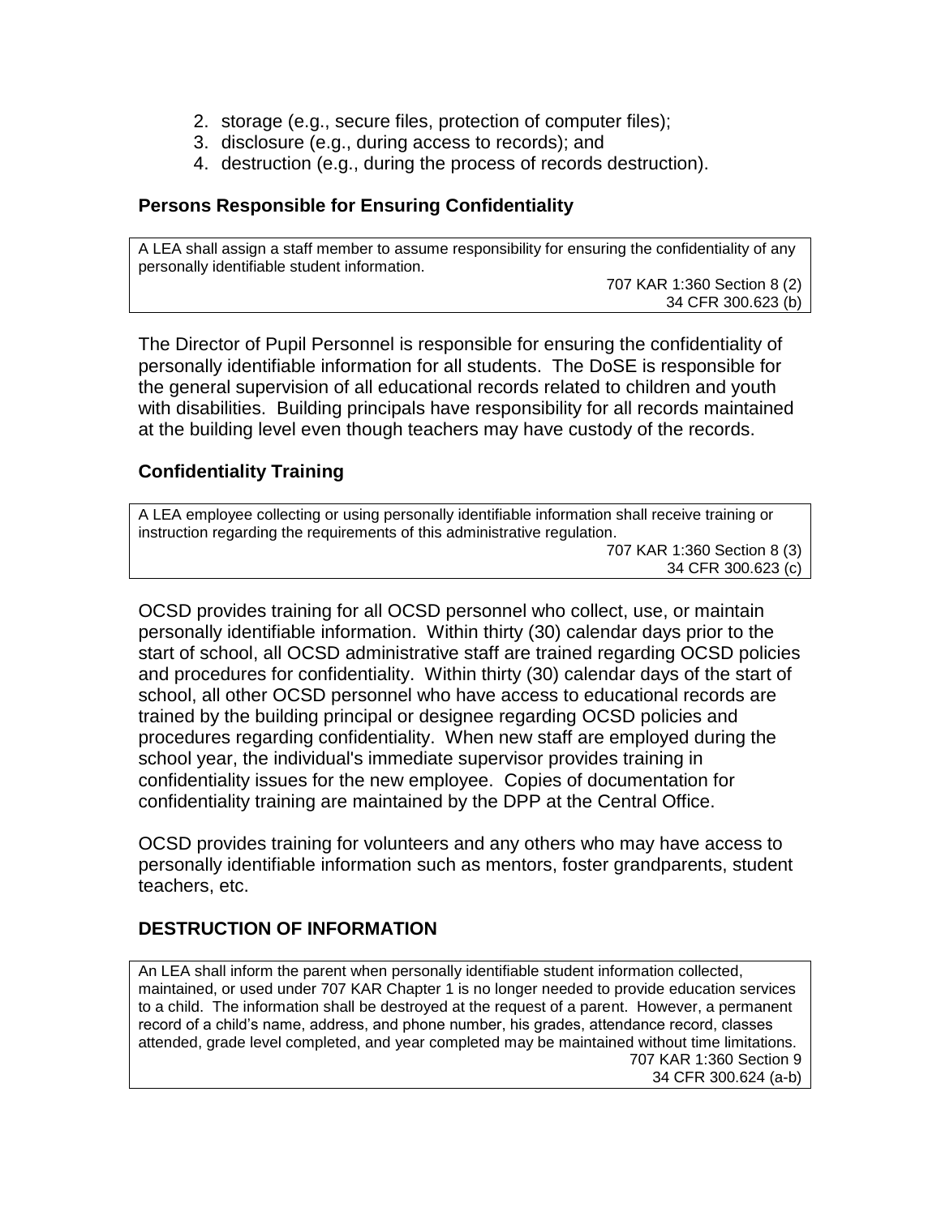2. storage (e.g., secure files, protection of computer files);
3. disclosure (e.g., during access to records); and
4. destruction (e.g., during the process of records destruction).

### Persons Responsible for Ensuring Confidentiality

> A LEA shall assign a staff member to assume responsibility for ensuring the confidentiality of any personally identifiable student information.
>
> 707 KAR 1:360 Section 8 (2)
> 34 CFR 300.623 (b)

The Director of Pupil Personnel is responsible for ensuring the confidentiality of personally identifiable information for all students. The DoSE is responsible for the general supervision of all educational records related to children and youth with disabilities. Building principals have responsibility for all records maintained at the building level even though teachers may have custody of the records.

### Confidentiality Training

> A LEA employee collecting or using personally identifiable information shall receive training or instruction regarding the requirements of this administrative regulation.
>
> 707 KAR 1:360 Section 8 (3)
> 34 CFR 300.623 (c)

OCSD provides training for all OCSD personnel who collect, use, or maintain personally identifiable information. Within thirty (30) calendar days prior to the start of school, all OCSD administrative staff are trained regarding OCSD policies and procedures for confidentiality. Within thirty (30) calendar days of the start of school, all other OCSD personnel who have access to educational records are trained by the building principal or designee regarding OCSD policies and procedures regarding confidentiality. When new staff are employed during the school year, the individual's immediate supervisor provides training in confidentiality issues for the new employee. Copies of documentation for confidentiality training are maintained by the DPP at the Central Office.

OCSD provides training for volunteers and any others who may have access to personally identifiable information such as mentors, foster grandparents, student teachers, etc.

## DESTRUCTION OF INFORMATION

> An LEA shall inform the parent when personally identifiable student information collected, maintained, or used under 707 KAR Chapter 1 is no longer needed to provide education services to a child. The information shall be destroyed at the request of a parent. However, a permanent record of a child's name, address, and phone number, his grades, attendance record, classes attended, grade level completed, and year completed may be maintained without time limitations.
>
> 707 KAR 1:360 Section 9
> 34 CFR 300.624 (a-b)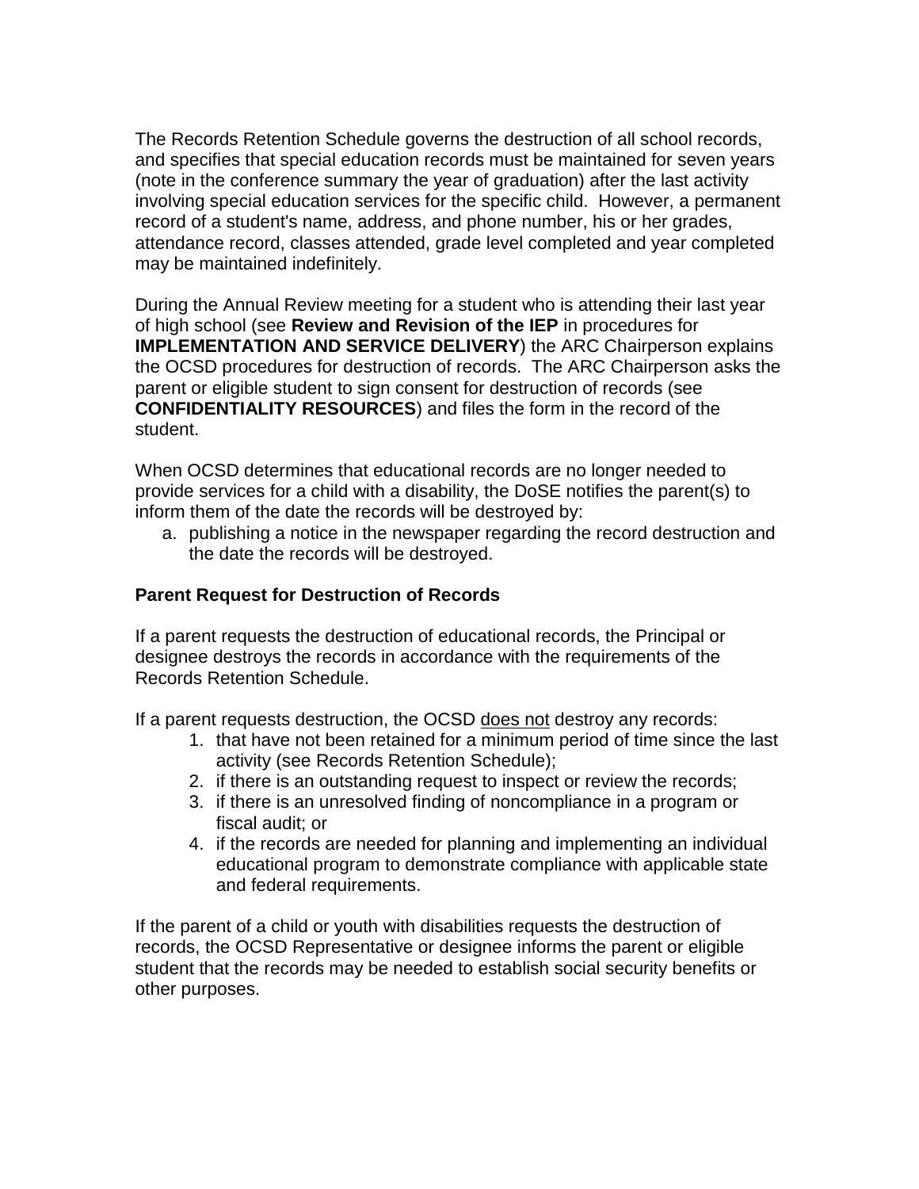The Records Retention Schedule governs the destruction of all school records, and specifies that special education records must be maintained for seven years (note in the conference summary the year of graduation) after the last activity involving special education services for the specific child. However, a permanent record of a student's name, address, and phone number, his or her grades, attendance record, classes attended, grade level completed and year completed may be maintained indefinitely.

During the Annual Review meeting for a student who is attending their last year of high school (see **Review and Revision of the IEP** in procedures for **IMPLEMENTATION AND SERVICE DELIVERY**) the ARC Chairperson explains the OCSD procedures for destruction of records. The ARC Chairperson asks the parent or eligible student to sign consent for destruction of records (see **CONFIDENTIALITY RESOURCES**) and files the form in the record of the student.

When OCSD determines that educational records are no longer needed to provide services for a child with a disability, the DoSE notifies the parent(s) to inform them of the date the records will be destroyed by:

a. publishing a notice in the newspaper regarding the record destruction and the date the records will be destroyed.

**Parent Request for Destruction of Records**

If a parent requests the destruction of educational records, the Principal or designee destroys the records in accordance with the requirements of the Records Retention Schedule.

If a parent requests destruction, the OCSD <u>does not</u> destroy any records:

1. that have not been retained for a minimum period of time since the last activity (see Records Retention Schedule);
2. if there is an outstanding request to inspect or review the records;
3. if there is an unresolved finding of noncompliance in a program or fiscal audit; or
4. if the records are needed for planning and implementing an individual educational program to demonstrate compliance with applicable state and federal requirements.

If the parent of a child or youth with disabilities requests the destruction of records, the OCSD Representative or designee informs the parent or eligible student that the records may be needed to establish social security benefits or other purposes.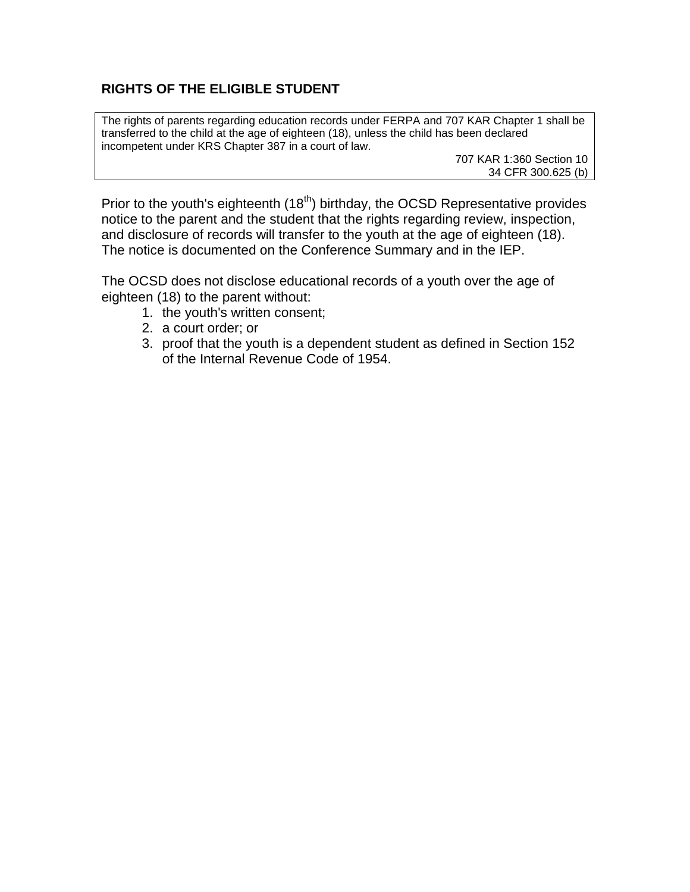## RIGHTS OF THE ELIGIBLE STUDENT

> The rights of parents regarding education records under FERPA and 707 KAR Chapter 1 shall be transferred to the child at the age of eighteen (18), unless the child has been declared incompetent under KRS Chapter 387 in a court of law.
>
> 707 KAR 1:360 Section 10
> 34 CFR 300.625 (b)

Prior to the youth's eighteenth (18th) birthday, the OCSD Representative provides notice to the parent and the student that the rights regarding review, inspection, and disclosure of records will transfer to the youth at the age of eighteen (18). The notice is documented on the Conference Summary and in the IEP.

The OCSD does not disclose educational records of a youth over the age of eighteen (18) to the parent without:

1. the youth's written consent;
2. a court order; or
3. proof that the youth is a dependent student as defined in Section 152 of the Internal Revenue Code of 1954.